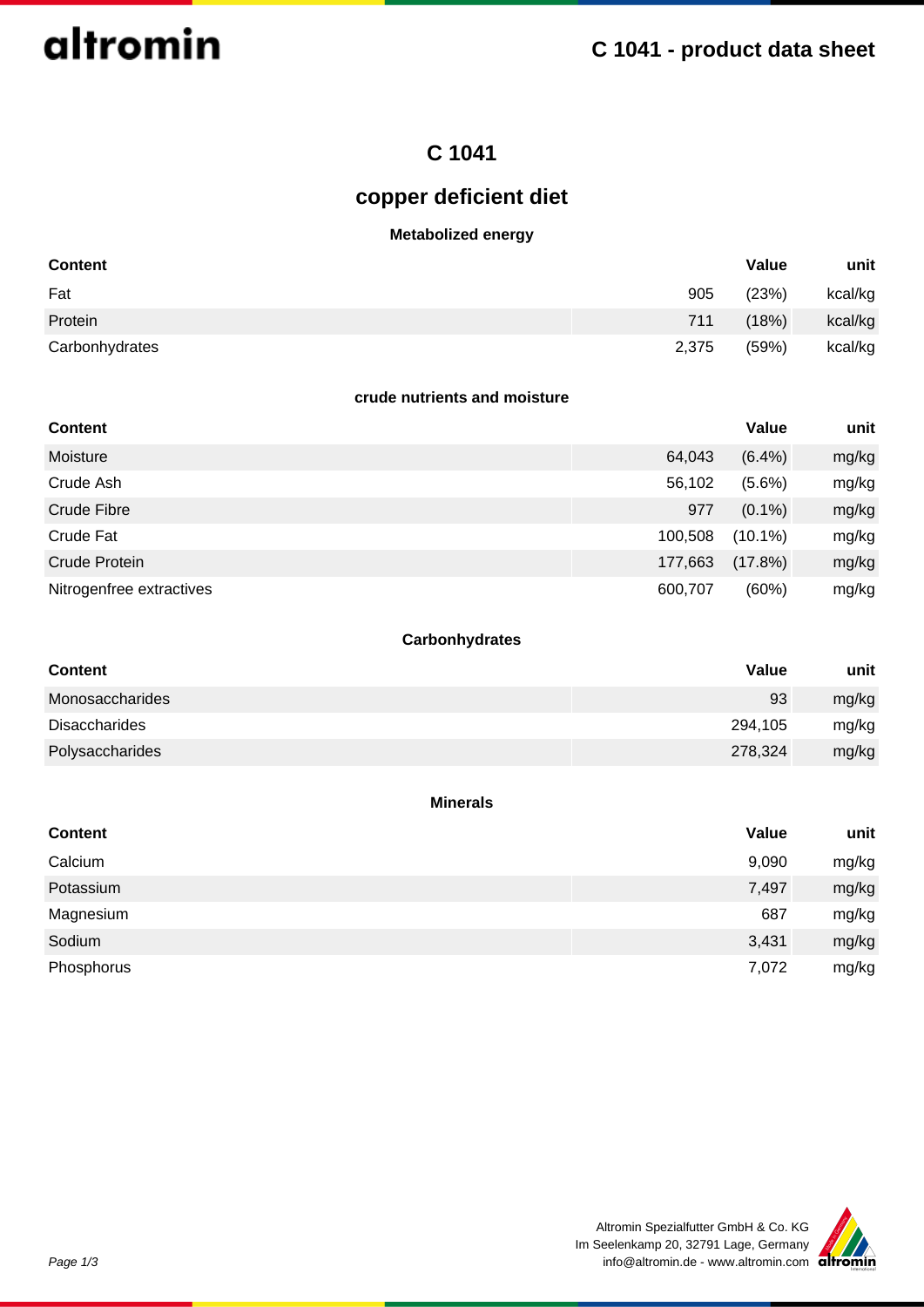# C 1041

## copper deficient diet

### Metabolized energy

| Content | Value | | unit |
|---|---|---|---|
| Fat | 905 | (23%) | kcal/kg |
| Protein | 711 | (18%) | kcal/kg |
| Carbonhydrates | 2,375 | (59%) | kcal/kg |

### crude nutrients and moisture

| Content | Value | | unit |
|---|---|---|---|
| Moisture | 64,043 | (6.4%) | mg/kg |
| Crude Ash | 56,102 | (5.6%) | mg/kg |
| Crude Fibre | 977 | (0.1%) | mg/kg |
| Crude Fat | 100,508 | (10.1%) | mg/kg |
| Crude Protein | 177,663 | (17.8%) | mg/kg |
| Nitrogenfree extractives | 600,707 | (60%) | mg/kg |

### Carbonhydrates

| Content | Value | unit |
|---|---|---|
| Monosaccharides | 93 | mg/kg |
| Disaccharides | 294,105 | mg/kg |
| Polysaccharides | 278,324 | mg/kg |

### Minerals

| Content | Value | unit |
|---|---|---|
| Calcium | 9,090 | mg/kg |
| Potassium | 7,497 | mg/kg |
| Magnesium | 687 | mg/kg |
| Sodium | 3,431 | mg/kg |
| Phosphorus | 7,072 | mg/kg |

Altromin Spezialfutter GmbH & Co. KG
Im Seelenkamp 20, 32791 Lage, Germany
info@altromin.de - www.altromin.com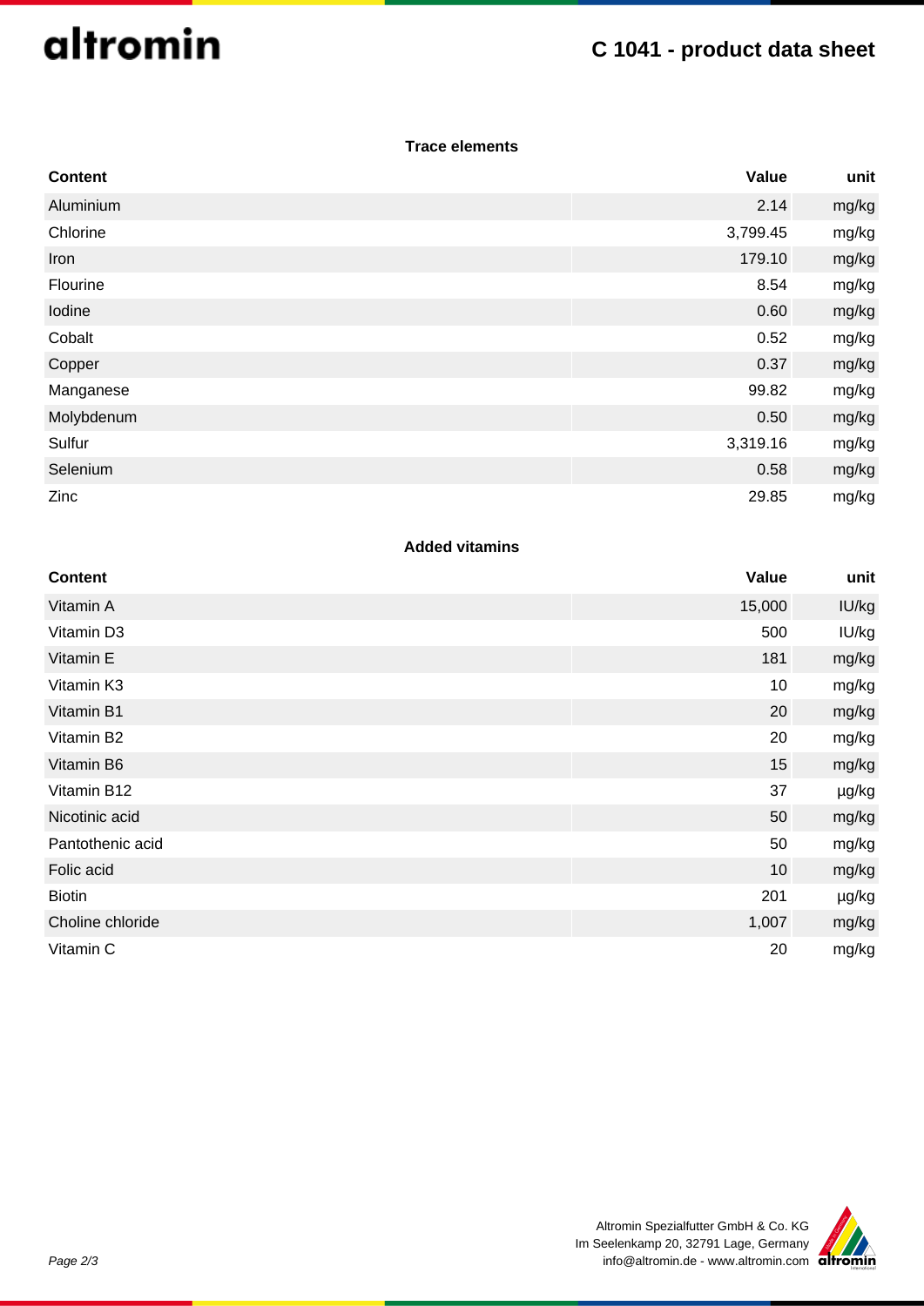## Trace elements

| Content | Value | unit |
|---|---|---|
| Aluminium | 2.14 | mg/kg |
| Chlorine | 3,799.45 | mg/kg |
| Iron | 179.10 | mg/kg |
| Flourine | 8.54 | mg/kg |
| Iodine | 0.60 | mg/kg |
| Cobalt | 0.52 | mg/kg |
| Copper | 0.37 | mg/kg |
| Manganese | 99.82 | mg/kg |
| Molybdenum | 0.50 | mg/kg |
| Sulfur | 3,319.16 | mg/kg |
| Selenium | 0.58 | mg/kg |
| Zinc | 29.85 | mg/kg |

## Added vitamins

| Content | Value | unit |
|---|---|---|
| Vitamin A | 15,000 | IU/kg |
| Vitamin D3 | 500 | IU/kg |
| Vitamin E | 181 | mg/kg |
| Vitamin K3 | 10 | mg/kg |
| Vitamin B1 | 20 | mg/kg |
| Vitamin B2 | 20 | mg/kg |
| Vitamin B6 | 15 | mg/kg |
| Vitamin B12 | 37 | µg/kg |
| Nicotinic acid | 50 | mg/kg |
| Pantothenic acid | 50 | mg/kg |
| Folic acid | 10 | mg/kg |
| Biotin | 201 | µg/kg |
| Choline chloride | 1,007 | mg/kg |
| Vitamin C | 20 | mg/kg |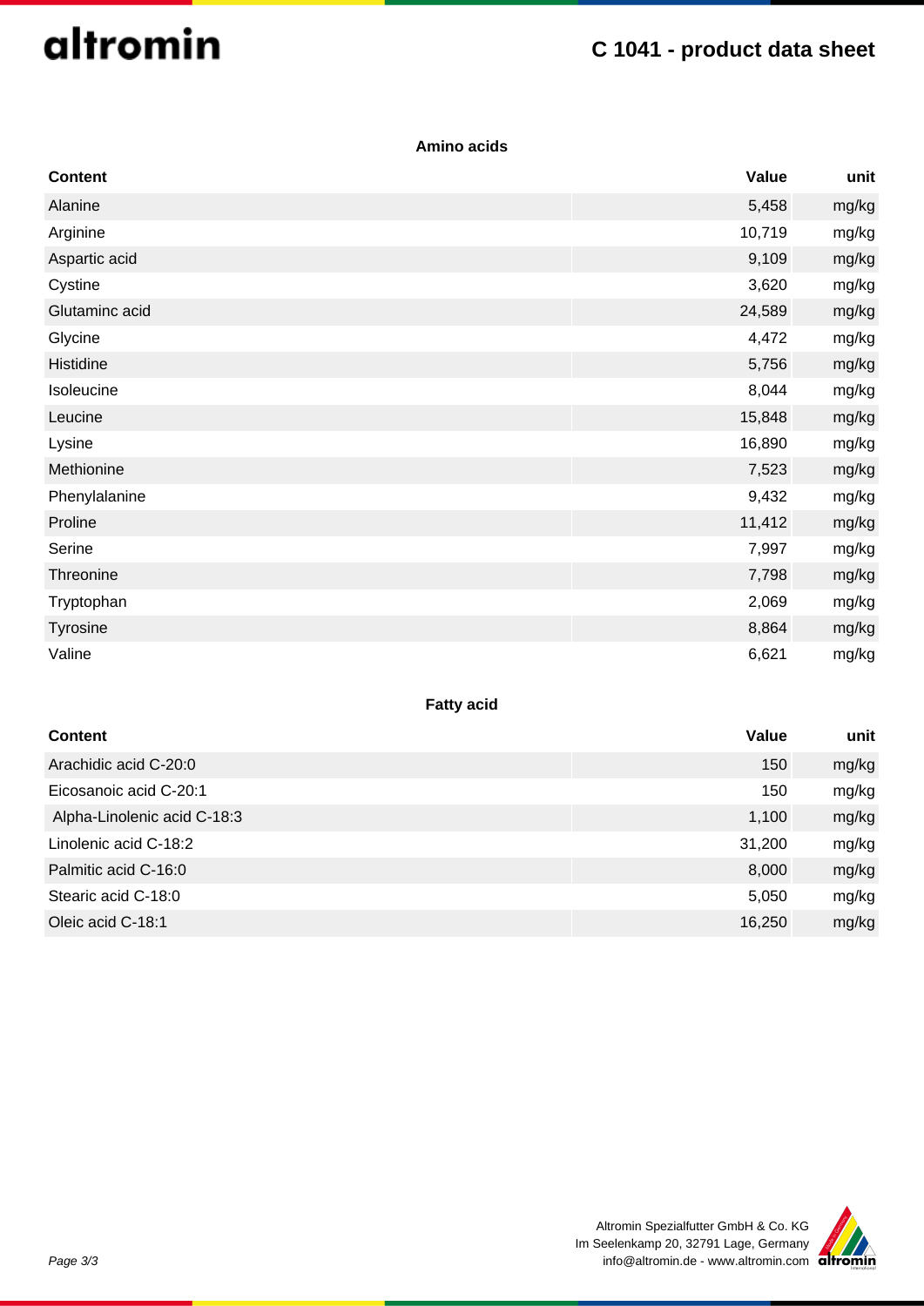### Amino acids

| Content | Value | unit |
|---|---|---|
| Alanine | 5,458 | mg/kg |
| Arginine | 10,719 | mg/kg |
| Aspartic acid | 9,109 | mg/kg |
| Cystine | 3,620 | mg/kg |
| Glutaminc acid | 24,589 | mg/kg |
| Glycine | 4,472 | mg/kg |
| Histidine | 5,756 | mg/kg |
| Isoleucine | 8,044 | mg/kg |
| Leucine | 15,848 | mg/kg |
| Lysine | 16,890 | mg/kg |
| Methionine | 7,523 | mg/kg |
| Phenylalanine | 9,432 | mg/kg |
| Proline | 11,412 | mg/kg |
| Serine | 7,997 | mg/kg |
| Threonine | 7,798 | mg/kg |
| Tryptophan | 2,069 | mg/kg |
| Tyrosine | 8,864 | mg/kg |
| Valine | 6,621 | mg/kg |

### Fatty acid

| Content | Value | unit |
|---|---|---|
| Arachidic acid C-20:0 | 150 | mg/kg |
| Eicosanoic acid C-20:1 | 150 | mg/kg |
| Alpha-Linolenic acid C-18:3 | 1,100 | mg/kg |
| Linolenic acid C-18:2 | 31,200 | mg/kg |
| Palmitic acid C-16:0 | 8,000 | mg/kg |
| Stearic acid C-18:0 | 5,050 | mg/kg |
| Oleic acid C-18:1 | 16,250 | mg/kg |

Altromin Spezialfutter GmbH & Co. KG
Im Seelenkamp 20, 32791 Lage, Germany
info@altromin.de - www.altromin.com